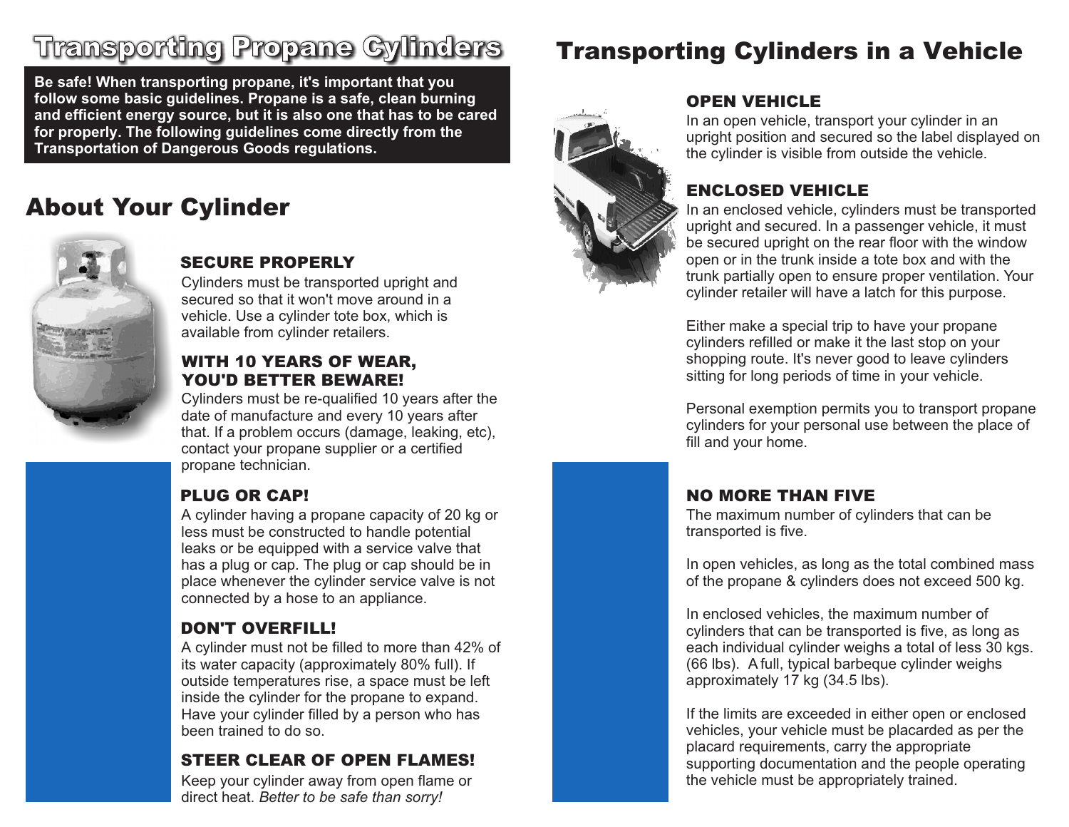# Transporting Propane Cylinders

**Be safe! When transporting propane, it's important that you follow some basic guidelines. Propane is a safe, clean burning and efficient energy source, but it is also one that has to be cared for properly. The following guidelines come directly from the Transportation of Dangerous Goods regulations.**

## About Your Cylinder

### SECURE PROPERLY

Cylinders must be transported upright and secured so that it won't move around in a vehicle. Use a cylinder tote box, which is available from cylinder retailers.

### WITH 10 YEARS OF WEAR, YOU'D BETTER BEWARE!

Cylinders must be re-qualified 10 years after the date of manufacture and every 10 years after that. If a problem occurs (damage, leaking, etc), contact your propane supplier or a certified propane technician.

### PLUG OR CAP!

A cylinder having a propane capacity of 20 kg or less must be constructed to handle potential leaks or be equipped with a service valve that has a plug or cap. The plug or cap should be in place whenever the cylinder service valve is not connected by a hose to an appliance.

### DON'T OVERFILL!

A cylinder must not be filled to more than 42% of its water capacity (approximately 80% full). If outside temperatures rise, a space must be left inside the cylinder for the propane to expand. Have your cylinder filled by a person who has been trained to do so.

### STEER CLEAR OF OPEN FLAMES!

Keep your cylinder away from open flame or direct heat. *Better to be safe than sorry!*

## Transporting Cylinders in a Vehicle

### OPEN VEHICLE

In an open vehicle, transport your cylinder in an upright position and secured so the label displayed on the cylinder is visible from outside the vehicle.

### ENCLOSED VEHICLE

In an enclosed vehicle, cylinders must be transported upright and secured. In a passenger vehicle, it must be secured upright on the rear floor with the window open or in the trunk inside a tote box and with the trunk partially open to ensure proper ventilation. Your cylinder retailer will have a latch for this purpose.

Either make a special trip to have your propane cylinders refilled or make it the last stop on your shopping route. It's never good to leave cylinders sitting for long periods of time in your vehicle.

Personal exemption permits you to transport propane cylinders for your personal use between the place of fill and your home.

### NO MORE THAN FIVE

The maximum number of cylinders that can be transported is five.

In open vehicles, as long as the total combined mass of the propane & cylinders does not exceed 500 kg.

In enclosed vehicles, the maximum number of cylinders that can be transported is five, as long as each individual cylinder weighs a total of less 30 kgs. (66 lbs). A full, typical barbeque cylinder weighs approximately 17 kg (34.5 lbs).

If the limits are exceeded in either open or enclosed vehicles, your vehicle must be placarded as per the placard requirements, carry the appropriate supporting documentation and the people operating the vehicle must be appropriately trained.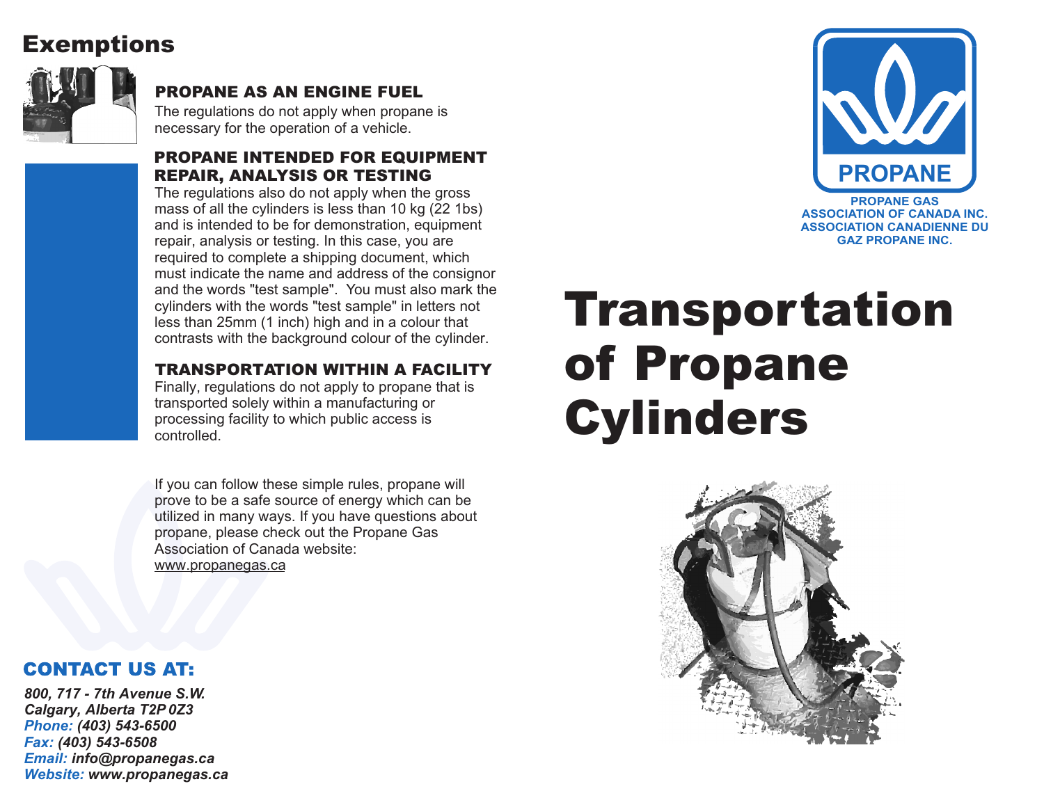## Exemptions

### PROPANE AS AN ENGINE FUEL

The regulations do not apply when propane is necessary for the operation of a vehicle.

### PROPANE INTENDED FOR EQUIPMENT REPAIR, ANALYSIS OR TESTING

The regulations also do not apply when the gross mass of all the cylinders is less than 10 kg (22 1bs) and is intended to be for demonstration, equipment repair, analysis or testing. In this case, you are required to complete a shipping document, which must indicate the name and address of the consignor and the words "test sample". You must also mark the cylinders with the words "test sample" in letters not less than 25mm (1 inch) high and in a colour that contrasts with the background colour of the cylinder.

### TRANSPORTATION WITHIN A FACILITY

Finally, regulations do not apply to propane that is transported solely within a manufacturing or processing facility to which public access is controlled.

If you can follow these simple rules, propane will prove to be a safe source of energy which can be utilized in many ways. If you have questions about propane, please check out the Propane Gas Association of Canada website: www.propanegas.ca

## CONTACT US AT:

*800, 717 - 7th Avenue S.W.*
*Calgary, Alberta T2P 0Z3*
*Phone: (403) 543-6500*
*Fax: (403) 543-6508*
*Email: info@propanegas.ca*
*Website: www.propanegas.ca*

PROPANE

PROPANE GAS ASSOCIATION OF CANADA INC.
ASSOCIATION CANADIENNE DU GAZ PROPANE INC.

# Transportation of Propane Cylinders